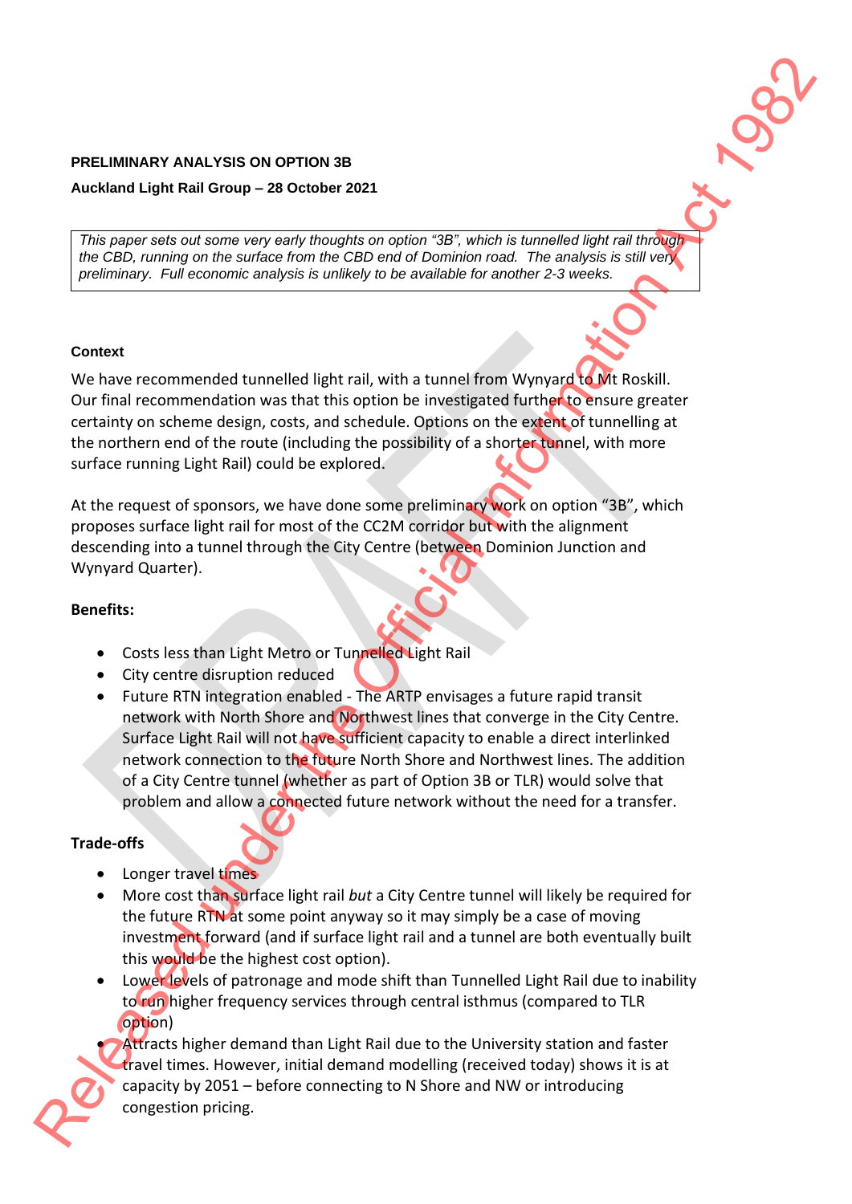**PRELIMINARY ANALYSIS ON OPTION 3B**

**Auckland Light Rail Group – 28 October 2021**

*This paper sets out some very early thoughts on option "3B", which is tunnelled light rail through the CBD, running on the surface from the CBD end of Dominion road. The analysis is still very preliminary. Full economic analysis is unlikely to be available for another 2-3 weeks.*

**Context**

We have recommended tunnelled light rail, with a tunnel from Wynyard to Mt Roskill. Our final recommendation was that this option be investigated further to ensure greater certainty on scheme design, costs, and schedule. Options on the extent of tunnelling at the northern end of the route (including the possibility of a shorter tunnel, with more surface running Light Rail) could be explored.

At the request of sponsors, we have done some preliminary work on option "3B", which proposes surface light rail for most of the CC2M corridor but with the alignment descending into a tunnel through the City Centre (between Dominion Junction and Wynyard Quarter).

**Benefits:**

- Costs less than Light Metro or Tunnelled Light Rail
- City centre disruption reduced
- Future RTN integration enabled - The ARTP envisages a future rapid transit network with North Shore and Northwest lines that converge in the City Centre. Surface Light Rail will not have sufficient capacity to enable a direct interlinked network connection to the future North Shore and Northwest lines. The addition of a City Centre tunnel (whether as part of Option 3B or TLR) would solve that problem and allow a connected future network without the need for a transfer.

**Trade-offs**

- Longer travel times
- More cost than surface light rail *but* a City Centre tunnel will likely be required for the future RTN at some point anyway so it may simply be a case of moving investment forward (and if surface light rail and a tunnel are both eventually built this would be the highest cost option).
- Lower levels of patronage and mode shift than Tunnelled Light Rail due to inability to run higher frequency services through central isthmus (compared to TLR option)
- Attracts higher demand than Light Rail due to the University station and faster travel times. However, initial demand modelling (received today) shows it is at capacity by 2051 – before connecting to N Shore and NW or introducing congestion pricing.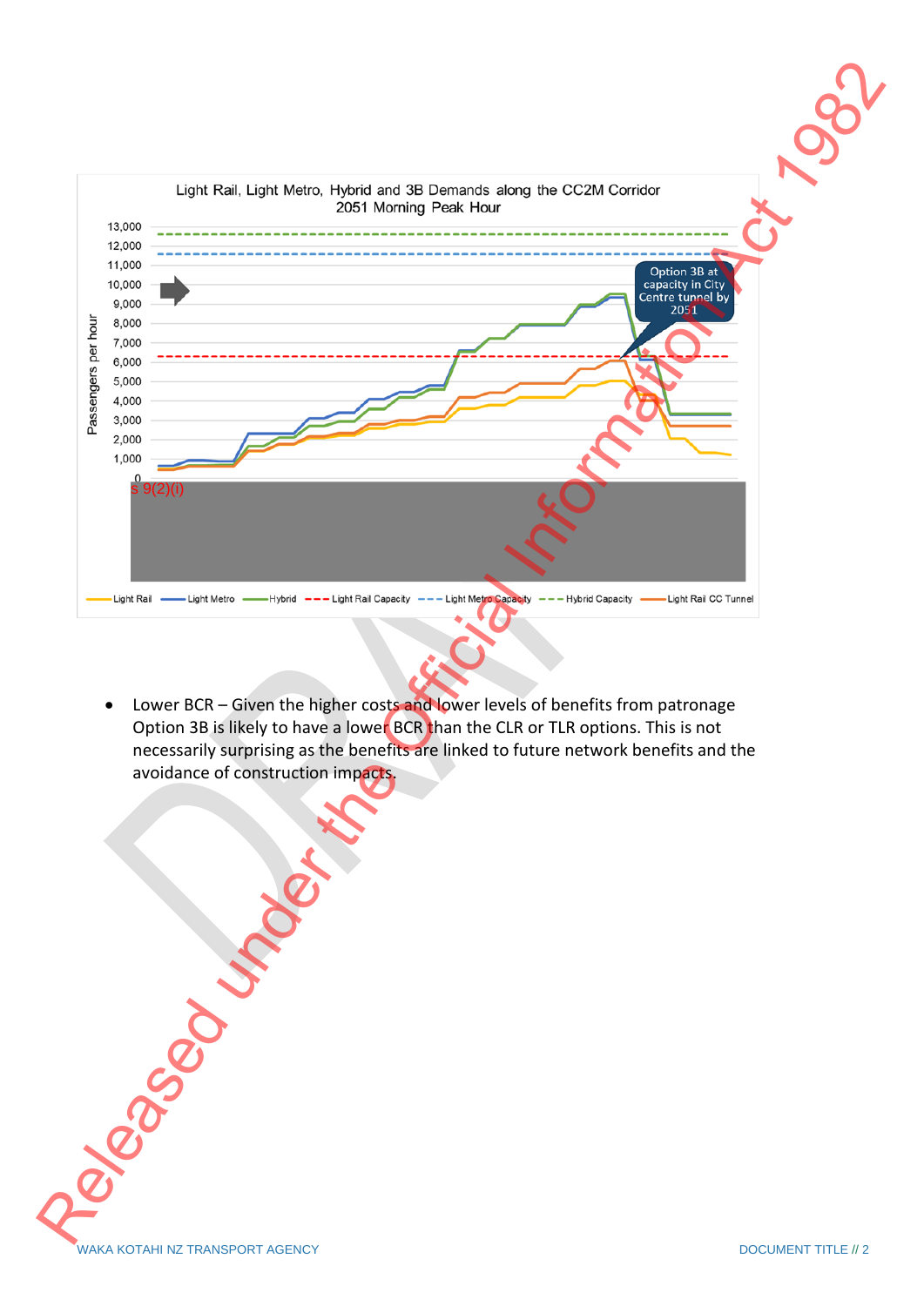Light Rail, Light Metro, Hybrid and 3B Demands along the CC2M Corridor
2051 Morning Peak Hour

Passengers per hour

13,000
12,000
11,000
10,000
9,000
8,000
7,000
6,000
5,000
4,000
3,000
2,000
1,000
0

Option 3B at capacity in City Centre tunnel by 2051

s 9(2)(i)

Light Rail
Light Metro
Hybrid
Light Rail Capacity
Light Metro Capacity
Hybrid Capacity
Light Rail CC Tunnel

- Lower BCR – Given the higher costs and lower levels of benefits from patronage Option 3B is likely to have a lower BCR than the CLR or TLR options. This is not necessarily surprising as the benefits are linked to future network benefits and the avoidance of construction impacts.